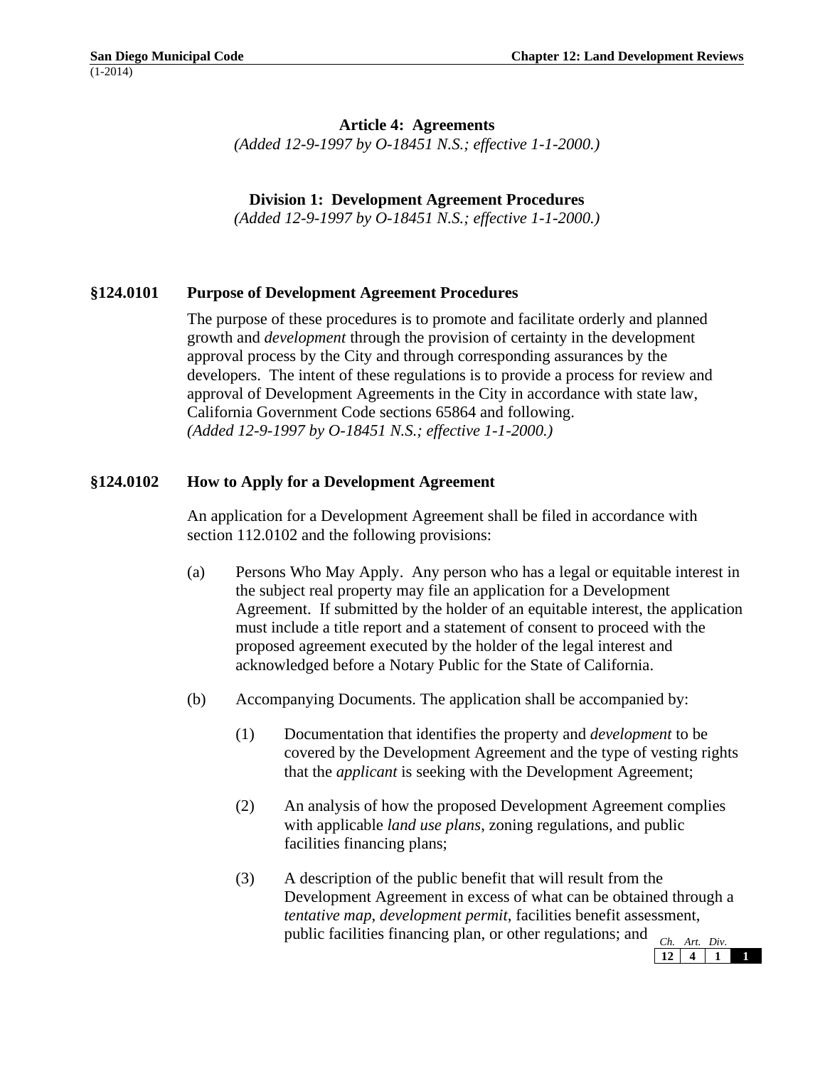## Article 4: Agreements

*(Added 12-9-1997 by O-18451 N.S.; effective 1-1-2000.)*

### Division 1: Development Agreement Procedures

*(Added 12-9-1997 by O-18451 N.S.; effective 1-1-2000.)*

**§124.0101 Purpose of Development Agreement Procedures**

The purpose of these procedures is to promote and facilitate orderly and planned growth and *development* through the provision of certainty in the development approval process by the City and through corresponding assurances by the developers. The intent of these regulations is to provide a process for review and approval of Development Agreements in the City in accordance with state law, California Government Code sections 65864 and following.
*(Added 12-9-1997 by O-18451 N.S.; effective 1-1-2000.)*

**§124.0102 How to Apply for a Development Agreement**

An application for a Development Agreement shall be filed in accordance with section 112.0102 and the following provisions:

(a) Persons Who May Apply. Any person who has a legal or equitable interest in the subject real property may file an application for a Development Agreement. If submitted by the holder of an equitable interest, the application must include a title report and a statement of consent to proceed with the proposed agreement executed by the holder of the legal interest and acknowledged before a Notary Public for the State of California.

(b) Accompanying Documents. The application shall be accompanied by:

(1) Documentation that identifies the property and *development* to be covered by the Development Agreement and the type of vesting rights that the *applicant* is seeking with the Development Agreement;

(2) An analysis of how the proposed Development Agreement complies with applicable *land use plans*, zoning regulations, and public facilities financing plans;

(3) A description of the public benefit that will result from the Development Agreement in excess of what can be obtained through a *tentative map*, *development permit*, facilities benefit assessment, public facilities financing plan, or other regulations; and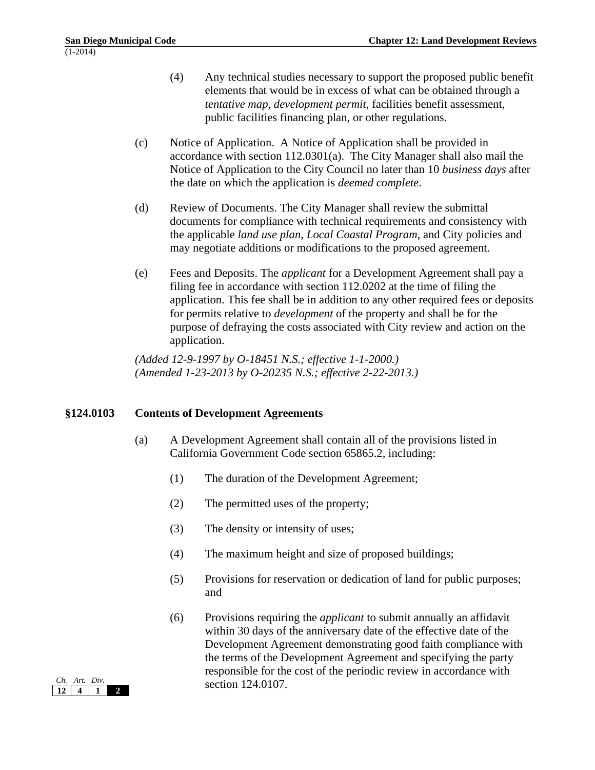(4) Any technical studies necessary to support the proposed public benefit elements that would be in excess of what can be obtained through a *tentative map*, *development permit*, facilities benefit assessment, public facilities financing plan, or other regulations.

(c) Notice of Application. A Notice of Application shall be provided in accordance with section 112.0301(a). The City Manager shall also mail the Notice of Application to the City Council no later than 10 *business days* after the date on which the application is *deemed complete*.

(d) Review of Documents. The City Manager shall review the submittal documents for compliance with technical requirements and consistency with the applicable *land use plan*, *Local Coastal Program*, and City policies and may negotiate additions or modifications to the proposed agreement.

(e) Fees and Deposits. The *applicant* for a Development Agreement shall pay a filing fee in accordance with section 112.0202 at the time of filing the application. This fee shall be in addition to any other required fees or deposits for permits relative to *development* of the property and shall be for the purpose of defraying the costs associated with City review and action on the application.

*(Added 12-9-1997 by O-18451 N.S.; effective 1-1-2000.)*
*(Amended 1-23-2013 by O-20235 N.S.; effective 2-22-2013.)*

## §124.0103 Contents of Development Agreements

(a) A Development Agreement shall contain all of the provisions listed in California Government Code section 65865.2, including:

(1) The duration of the Development Agreement;

(2) The permitted uses of the property;

(3) The density or intensity of uses;

(4) The maximum height and size of proposed buildings;

(5) Provisions for reservation or dedication of land for public purposes; and

(6) Provisions requiring the *applicant* to submit annually an affidavit within 30 days of the anniversary date of the effective date of the Development Agreement demonstrating good faith compliance with the terms of the Development Agreement and specifying the party responsible for the cost of the periodic review in accordance with section 124.0107.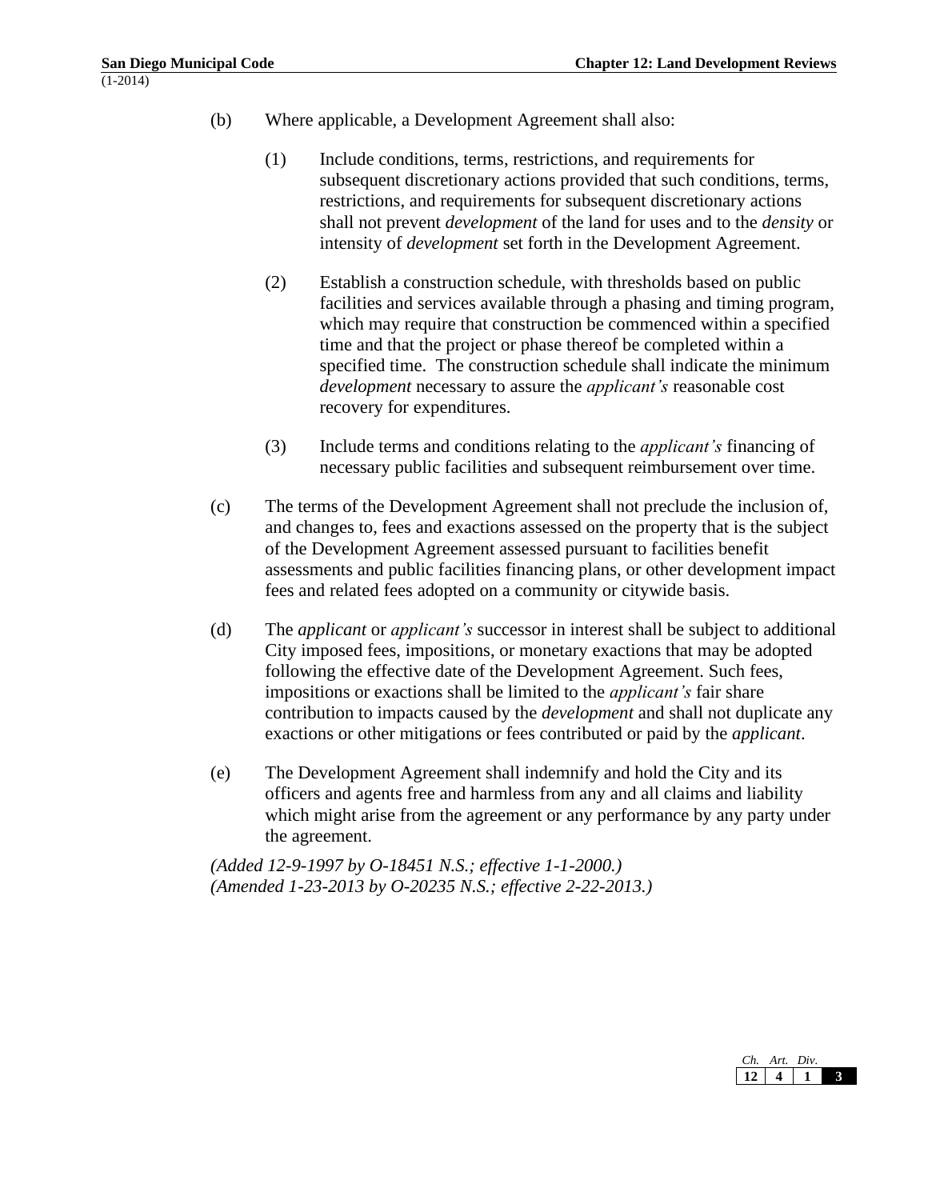(b) Where applicable, a Development Agreement shall also:

(1) Include conditions, terms, restrictions, and requirements for subsequent discretionary actions provided that such conditions, terms, restrictions, and requirements for subsequent discretionary actions shall not prevent *development* of the land for uses and to the *density* or intensity of *development* set forth in the Development Agreement.

(2) Establish a construction schedule, with thresholds based on public facilities and services available through a phasing and timing program, which may require that construction be commenced within a specified time and that the project or phase thereof be completed within a specified time. The construction schedule shall indicate the minimum *development* necessary to assure the *applicant's* reasonable cost recovery for expenditures.

(3) Include terms and conditions relating to the *applicant's* financing of necessary public facilities and subsequent reimbursement over time.

(c) The terms of the Development Agreement shall not preclude the inclusion of, and changes to, fees and exactions assessed on the property that is the subject of the Development Agreement assessed pursuant to facilities benefit assessments and public facilities financing plans, or other development impact fees and related fees adopted on a community or citywide basis.

(d) The *applicant* or *applicant's* successor in interest shall be subject to additional City imposed fees, impositions, or monetary exactions that may be adopted following the effective date of the Development Agreement. Such fees, impositions or exactions shall be limited to the *applicant's* fair share contribution to impacts caused by the *development* and shall not duplicate any exactions or other mitigations or fees contributed or paid by the *applicant*.

(e) The Development Agreement shall indemnify and hold the City and its officers and agents free and harmless from any and all claims and liability which might arise from the agreement or any performance by any party under the agreement.

*(Added 12-9-1997 by O-18451 N.S.; effective 1-1-2000.)*
*(Amended 1-23-2013 by O-20235 N.S.; effective 2-22-2013.)*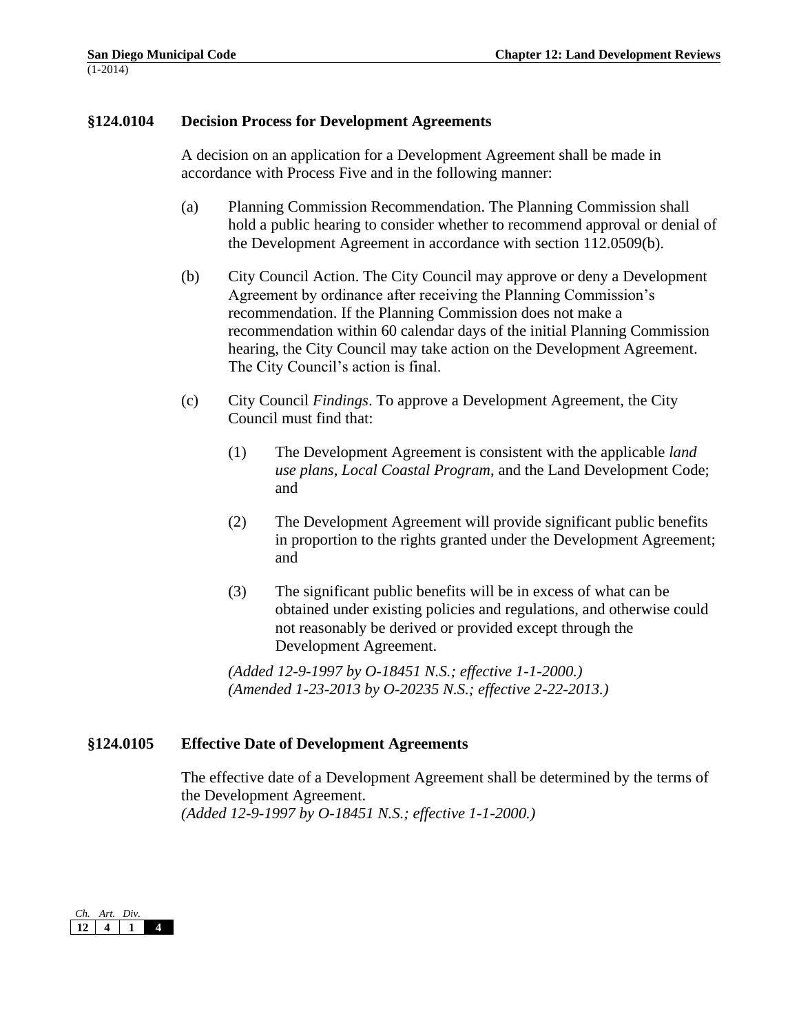### §124.0104 Decision Process for Development Agreements

A decision on an application for a Development Agreement shall be made in accordance with Process Five and in the following manner:

(a) Planning Commission Recommendation. The Planning Commission shall hold a public hearing to consider whether to recommend approval or denial of the Development Agreement in accordance with section 112.0509(b).

(b) City Council Action. The City Council may approve or deny a Development Agreement by ordinance after receiving the Planning Commission's recommendation. If the Planning Commission does not make a recommendation within 60 calendar days of the initial Planning Commission hearing, the City Council may take action on the Development Agreement. The City Council's action is final.

(c) City Council *Findings*. To approve a Development Agreement, the City Council must find that:

(1) The Development Agreement is consistent with the applicable *land use plans*, *Local Coastal Program*, and the Land Development Code; and

(2) The Development Agreement will provide significant public benefits in proportion to the rights granted under the Development Agreement; and

(3) The significant public benefits will be in excess of what can be obtained under existing policies and regulations, and otherwise could not reasonably be derived or provided except through the Development Agreement.

*(Added 12-9-1997 by O-18451 N.S.; effective 1-1-2000.)*
*(Amended 1-23-2013 by O-20235 N.S.; effective 2-22-2013.)*

### §124.0105 Effective Date of Development Agreements

The effective date of a Development Agreement shall be determined by the terms of the Development Agreement.
*(Added 12-9-1997 by O-18451 N.S.; effective 1-1-2000.)*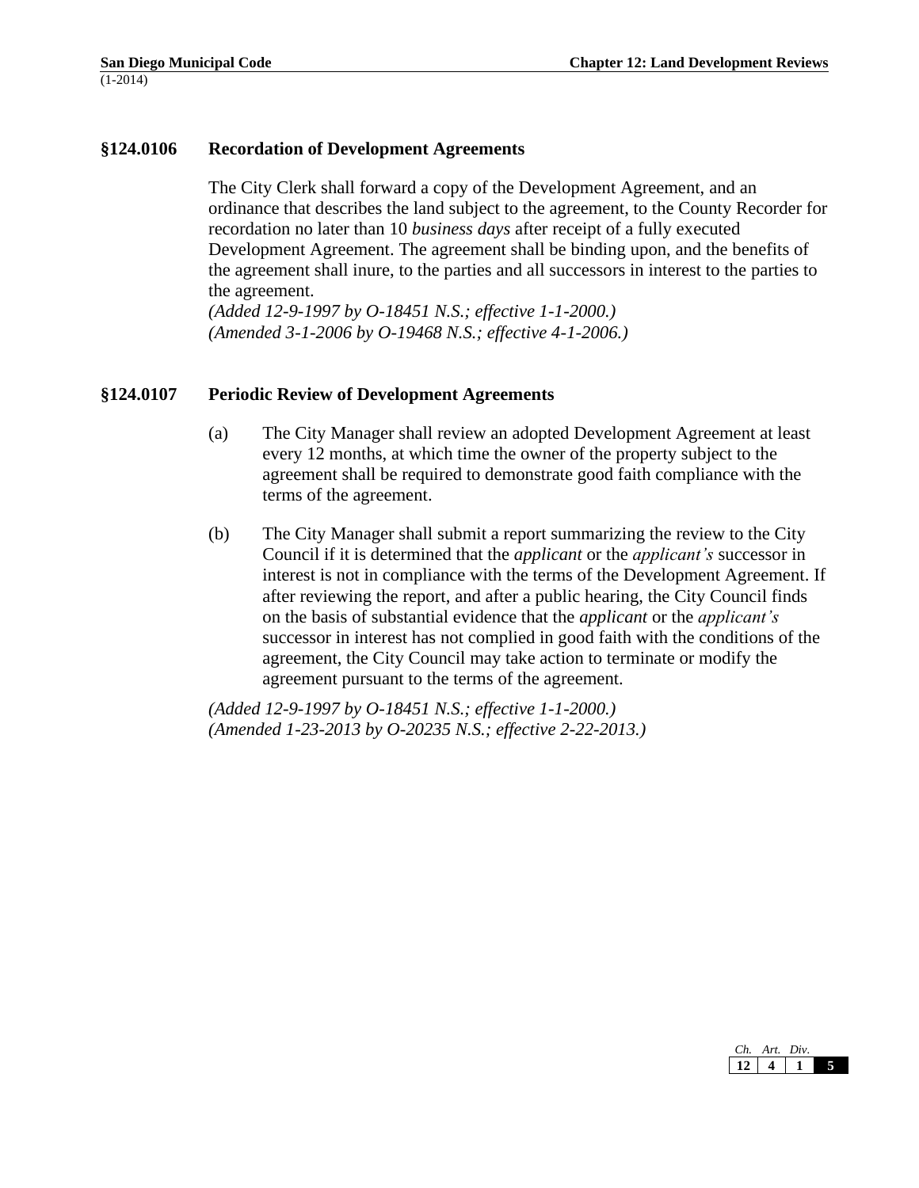### §124.0106 Recordation of Development Agreements

The City Clerk shall forward a copy of the Development Agreement, and an ordinance that describes the land subject to the agreement, to the County Recorder for recordation no later than 10 *business days* after receipt of a fully executed Development Agreement. The agreement shall be binding upon, and the benefits of the agreement shall inure, to the parties and all successors in interest to the parties to the agreement.

*(Added 12-9-1997 by O-18451 N.S.; effective 1-1-2000.)*
*(Amended 3-1-2006 by O-19468 N.S.; effective 4-1-2006.)*

### §124.0107 Periodic Review of Development Agreements

(a) The City Manager shall review an adopted Development Agreement at least every 12 months, at which time the owner of the property subject to the agreement shall be required to demonstrate good faith compliance with the terms of the agreement.

(b) The City Manager shall submit a report summarizing the review to the City Council if it is determined that the *applicant* or the *applicant's* successor in interest is not in compliance with the terms of the Development Agreement. If after reviewing the report, and after a public hearing, the City Council finds on the basis of substantial evidence that the *applicant* or the *applicant's* successor in interest has not complied in good faith with the conditions of the agreement, the City Council may take action to terminate or modify the agreement pursuant to the terms of the agreement.

*(Added 12-9-1997 by O-18451 N.S.; effective 1-1-2000.)*
*(Amended 1-23-2013 by O-20235 N.S.; effective 2-22-2013.)*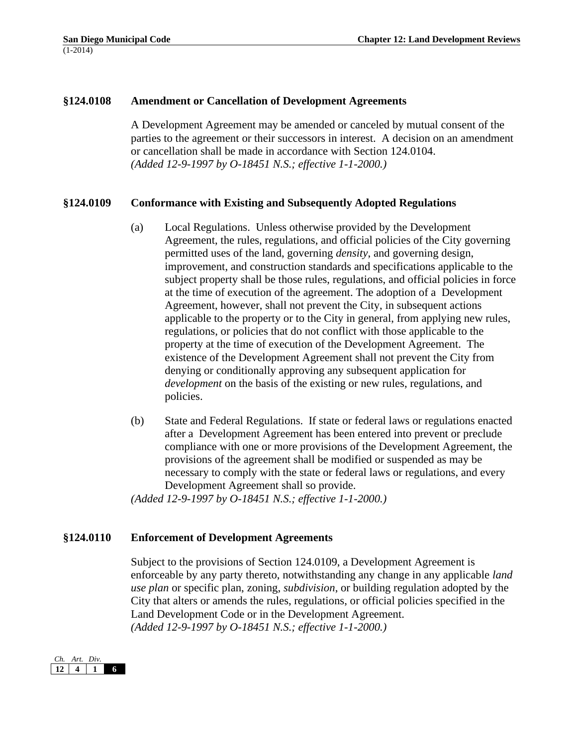## §124.0108 Amendment or Cancellation of Development Agreements

A Development Agreement may be amended or canceled by mutual consent of the parties to the agreement or their successors in interest. A decision on an amendment or cancellation shall be made in accordance with Section 124.0104.
*(Added 12-9-1997 by O-18451 N.S.; effective 1-1-2000.)*

## §124.0109 Conformance with Existing and Subsequently Adopted Regulations

(a) Local Regulations. Unless otherwise provided by the Development Agreement, the rules, regulations, and official policies of the City governing permitted uses of the land, governing *density*, and governing design, improvement, and construction standards and specifications applicable to the subject property shall be those rules, regulations, and official policies in force at the time of execution of the agreement. The adoption of a Development Agreement, however, shall not prevent the City, in subsequent actions applicable to the property or to the City in general, from applying new rules, regulations, or policies that do not conflict with those applicable to the property at the time of execution of the Development Agreement. The existence of the Development Agreement shall not prevent the City from denying or conditionally approving any subsequent application for *development* on the basis of the existing or new rules, regulations, and policies.

(b) State and Federal Regulations. If state or federal laws or regulations enacted after a Development Agreement has been entered into prevent or preclude compliance with one or more provisions of the Development Agreement, the provisions of the agreement shall be modified or suspended as may be necessary to comply with the state or federal laws or regulations, and every Development Agreement shall so provide.

*(Added 12-9-1997 by O-18451 N.S.; effective 1-1-2000.)*

## §124.0110 Enforcement of Development Agreements

Subject to the provisions of Section 124.0109, a Development Agreement is enforceable by any party thereto, notwithstanding any change in any applicable *land use plan* or specific plan, zoning, *subdivision*, or building regulation adopted by the City that alters or amends the rules, regulations, or official policies specified in the Land Development Code or in the Development Agreement.
*(Added 12-9-1997 by O-18451 N.S.; effective 1-1-2000.)*